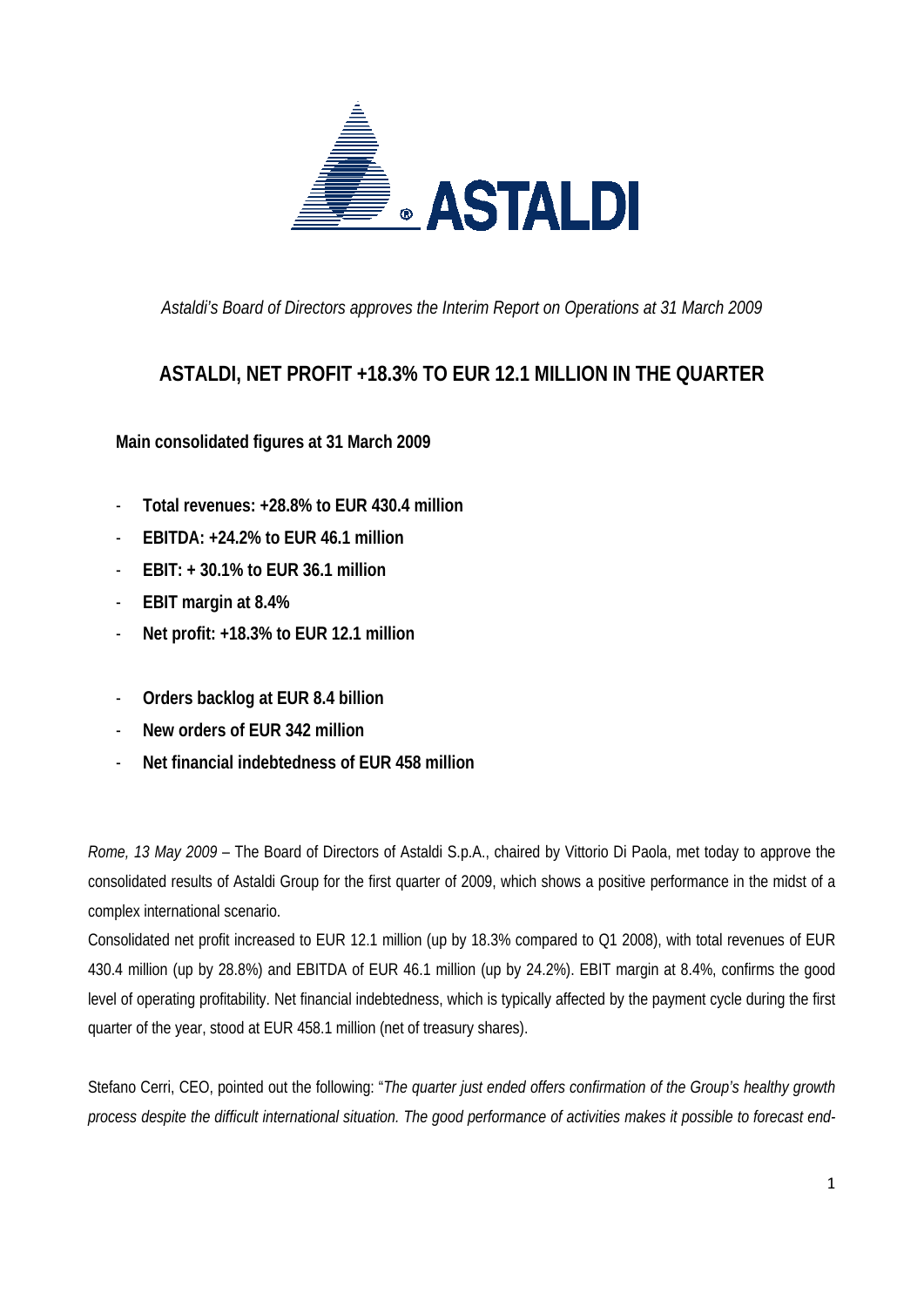*Astaldi's Board of Directors approves the Interim Report on Operations at 31 March 2009*

# ASTALDI, NET PROFIT +18.3% TO EUR 12.1 MILLION IN THE QUARTER

**Main consolidated figures at 31 March 2009**

- **Total revenues: +28.8% to EUR 430.4 million**
- **EBITDA: +24.2% to EUR 46.1 million**
- **EBIT: + 30.1% to EUR 36.1 million**
- **EBIT margin at 8.4%**
- **Net profit: +18.3% to EUR 12.1 million**

- **Orders backlog at EUR 8.4 billion**
- **New orders of EUR 342 million**
- **Net financial indebtedness of EUR 458 million**

*Rome, 13 May 2009* – The Board of Directors of Astaldi S.p.A., chaired by Vittorio Di Paola, met today to approve the consolidated results of Astaldi Group for the first quarter of 2009, which shows a positive performance in the midst of a complex international scenario.

Consolidated net profit increased to EUR 12.1 million (up by 18.3% compared to Q1 2008), with total revenues of EUR 430.4 million (up by 28.8%) and EBITDA of EUR 46.1 million (up by 24.2%). EBIT margin at 8.4%, confirms the good level of operating profitability. Net financial indebtedness, which is typically affected by the payment cycle during the first quarter of the year, stood at EUR 458.1 million (net of treasury shares).

Stefano Cerri, CEO, pointed out the following: "*The quarter just ended offers confirmation of the Group's healthy growth process despite the difficult international situation. The good performance of activities makes it possible to forecast end-*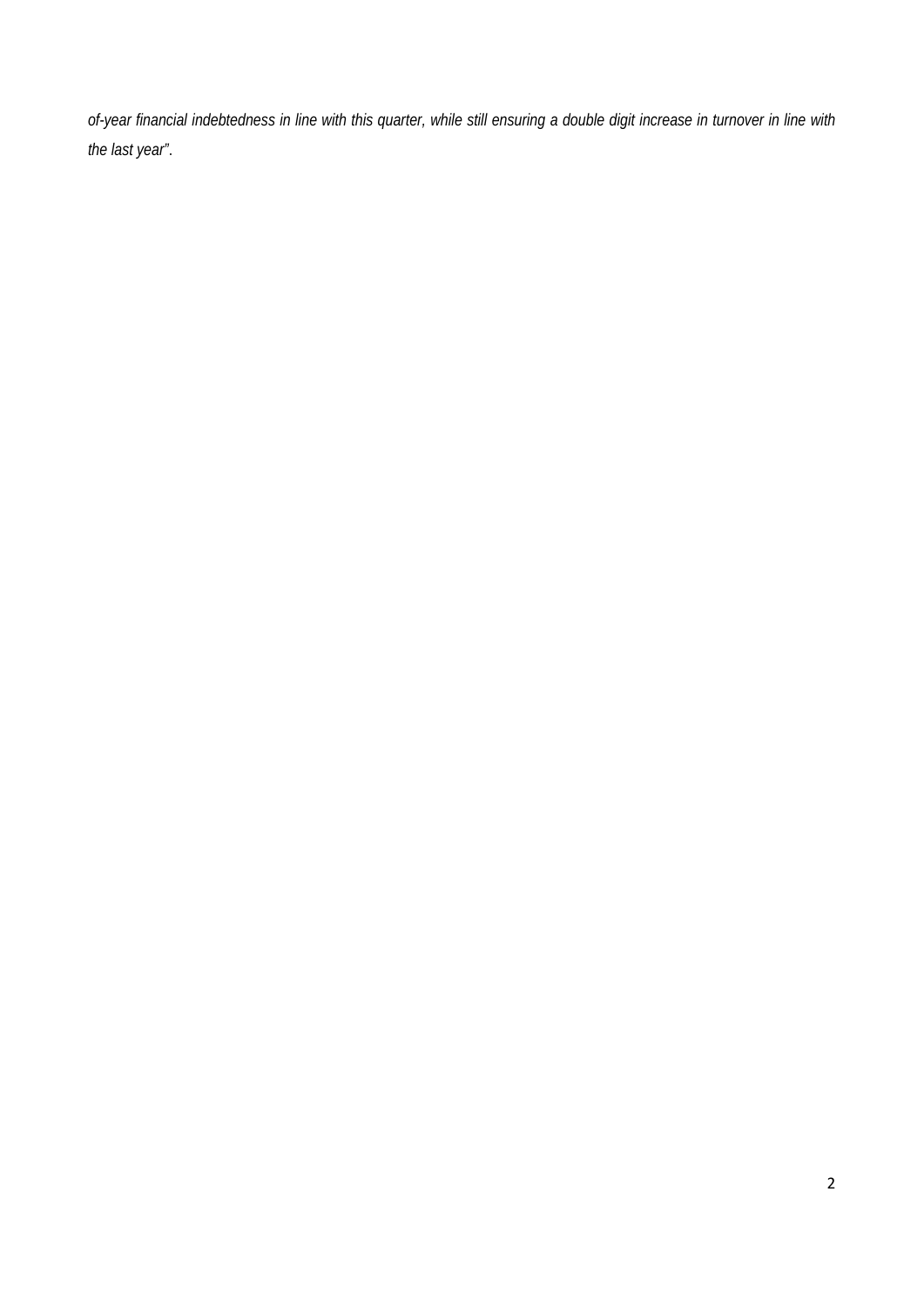*of-year financial indebtedness in line with this quarter, while still ensuring a double digit increase in turnover in line with the last year".*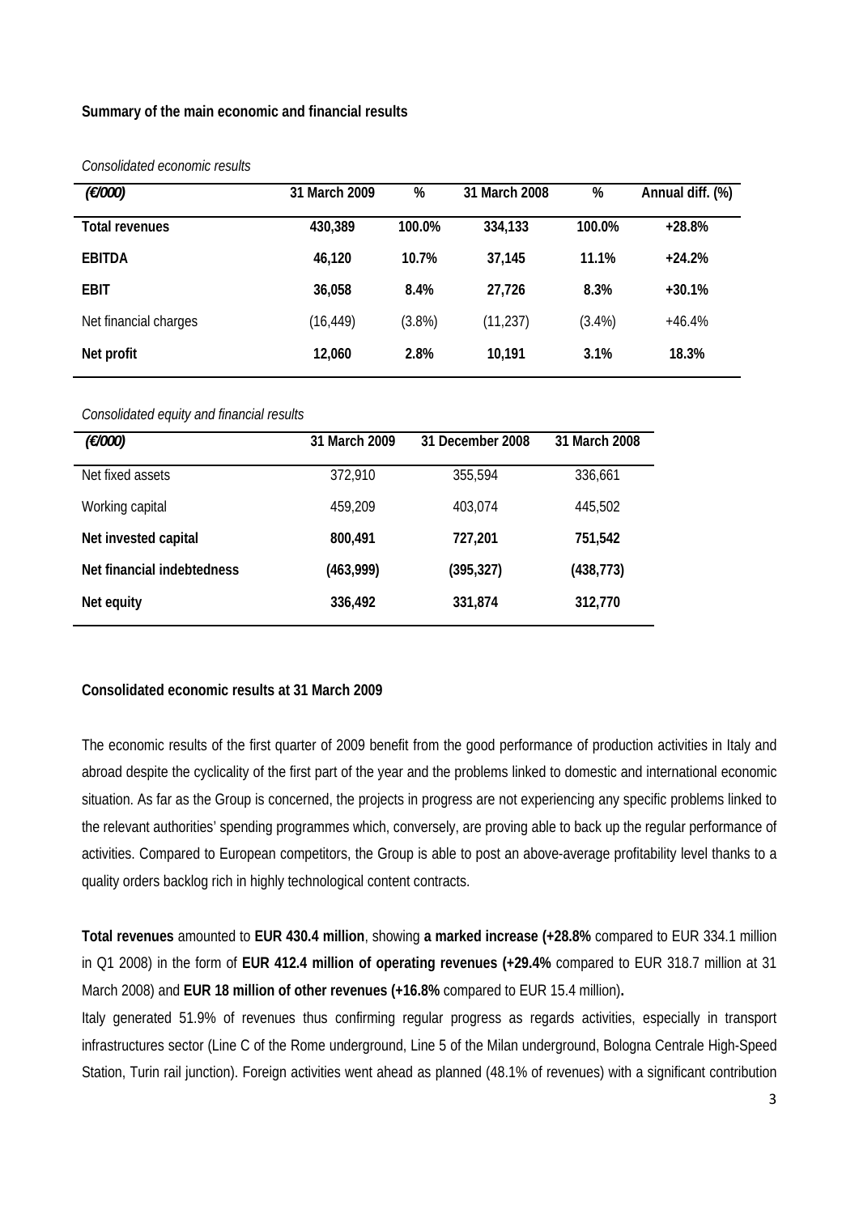**Summary of the main economic and financial results**

*Consolidated economic results*

| *(€/000)* | 31 March 2009 | % | 31 March 2008 | % | Annual diff. (%) |
|---|---|---|---|---|---|
| **Total revenues** | **430,389** | **100.0%** | **334,133** | **100.0%** | **+28.8%** |
| **EBITDA** | **46,120** | **10.7%** | **37,145** | **11.1%** | **+24.2%** |
| **EBIT** | **36,058** | **8.4%** | **27,726** | **8.3%** | **+30.1%** |
| Net financial charges | (16,449) | (3.8%) | (11,237) | (3.4%) | +46.4% |
| **Net profit** | **12,060** | **2.8%** | **10,191** | **3.1%** | **18.3%** |

*Consolidated equity and financial results*

| *(€/000)* | 31 March 2009 | 31 December 2008 | 31 March 2008 |
|---|---|---|---|
| Net fixed assets | 372,910 | 355,594 | 336,661 |
| Working capital | 459,209 | 403,074 | 445,502 |
| **Net invested capital** | **800,491** | **727,201** | **751,542** |
| **Net financial indebtedness** | **(463,999)** | **(395,327)** | **(438,773)** |
| **Net equity** | **336,492** | **331,874** | **312,770** |

**Consolidated economic results at 31 March 2009**

The economic results of the first quarter of 2009 benefit from the good performance of production activities in Italy and abroad despite the cyclicality of the first part of the year and the problems linked to domestic and international economic situation. As far as the Group is concerned, the projects in progress are not experiencing any specific problems linked to the relevant authorities' spending programmes which, conversely, are proving able to back up the regular performance of activities. Compared to European competitors, the Group is able to post an above-average profitability level thanks to a quality orders backlog rich in highly technological content contracts.

**Total revenues** amounted to **EUR 430.4 million**, showing **a marked increase (+28.8%** compared to EUR 334.1 million in Q1 2008) in the form of **EUR 412.4 million of operating revenues (+29.4%** compared to EUR 318.7 million at 31 March 2008) and **EUR 18 million of other revenues (+16.8%** compared to EUR 15.4 million)**.**

Italy generated 51.9% of revenues thus confirming regular progress as regards activities, especially in transport infrastructures sector (Line C of the Rome underground, Line 5 of the Milan underground, Bologna Centrale High-Speed Station, Turin rail junction). Foreign activities went ahead as planned (48.1% of revenues) with a significant contribution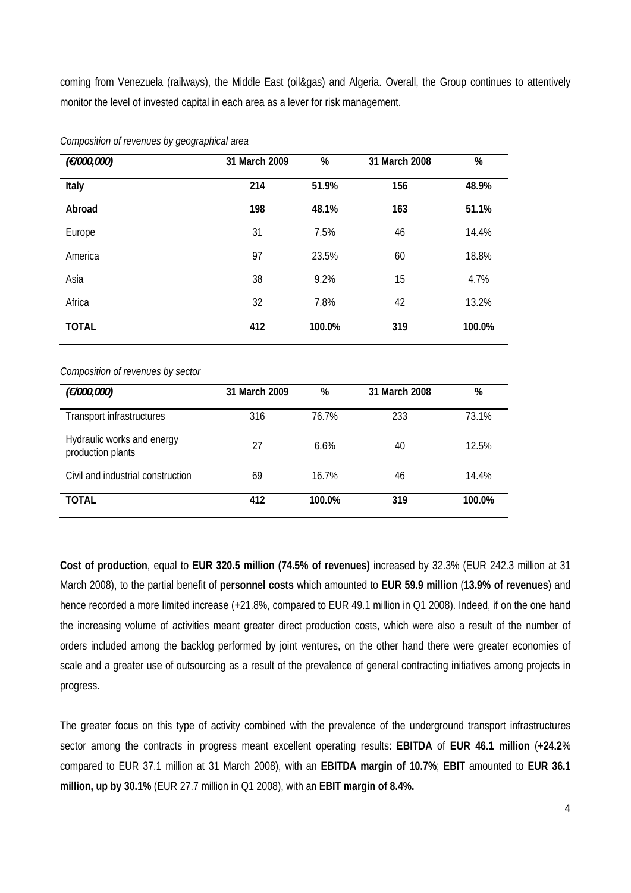coming from Venezuela (railways), the Middle East (oil&gas) and Algeria. Overall, the Group continues to attentively monitor the level of invested capital in each area as a lever for risk management.

*Composition of revenues by geographical area*

| *(€/000,000)* | 31 March 2009 | % | 31 March 2008 | % |
|---|---|---|---|---|
| **Italy** | **214** | **51.9%** | **156** | **48.9%** |
| **Abroad** | **198** | **48.1%** | **163** | **51.1%** |
| Europe | 31 | 7.5% | 46 | 14.4% |
| America | 97 | 23.5% | 60 | 18.8% |
| Asia | 38 | 9.2% | 15 | 4.7% |
| Africa | 32 | 7.8% | 42 | 13.2% |
| **TOTAL** | **412** | **100.0%** | **319** | **100.0%** |

*Composition of revenues by sector*

| *(€/000,000)* | 31 March 2009 | % | 31 March 2008 | % |
|---|---|---|---|---|
| Transport infrastructures | 316 | 76.7% | 233 | 73.1% |
| Hydraulic works and energy production plants | 27 | 6.6% | 40 | 12.5% |
| Civil and industrial construction | 69 | 16.7% | 46 | 14.4% |
| **TOTAL** | **412** | **100.0%** | **319** | **100.0%** |

**Cost of production**, equal to **EUR 320.5 million (74.5% of revenues)** increased by 32.3% (EUR 242.3 million at 31 March 2008), to the partial benefit of **personnel costs** which amounted to **EUR 59.9 million** (**13.9% of revenues**) and hence recorded a more limited increase (+21.8%, compared to EUR 49.1 million in Q1 2008). Indeed, if on the one hand the increasing volume of activities meant greater direct production costs, which were also a result of the number of orders included among the backlog performed by joint ventures, on the other hand there were greater economies of scale and a greater use of outsourcing as a result of the prevalence of general contracting initiatives among projects in progress.

The greater focus on this type of activity combined with the prevalence of the underground transport infrastructures sector among the contracts in progress meant excellent operating results: **EBITDA** of **EUR 46.1 million** (**+24.2**% compared to EUR 37.1 million at 31 March 2008), with an **EBITDA margin of 10.7%**; **EBIT** amounted to **EUR 36.1 million, up by 30.1%** (EUR 27.7 million in Q1 2008), with an **EBIT margin of 8.4%.**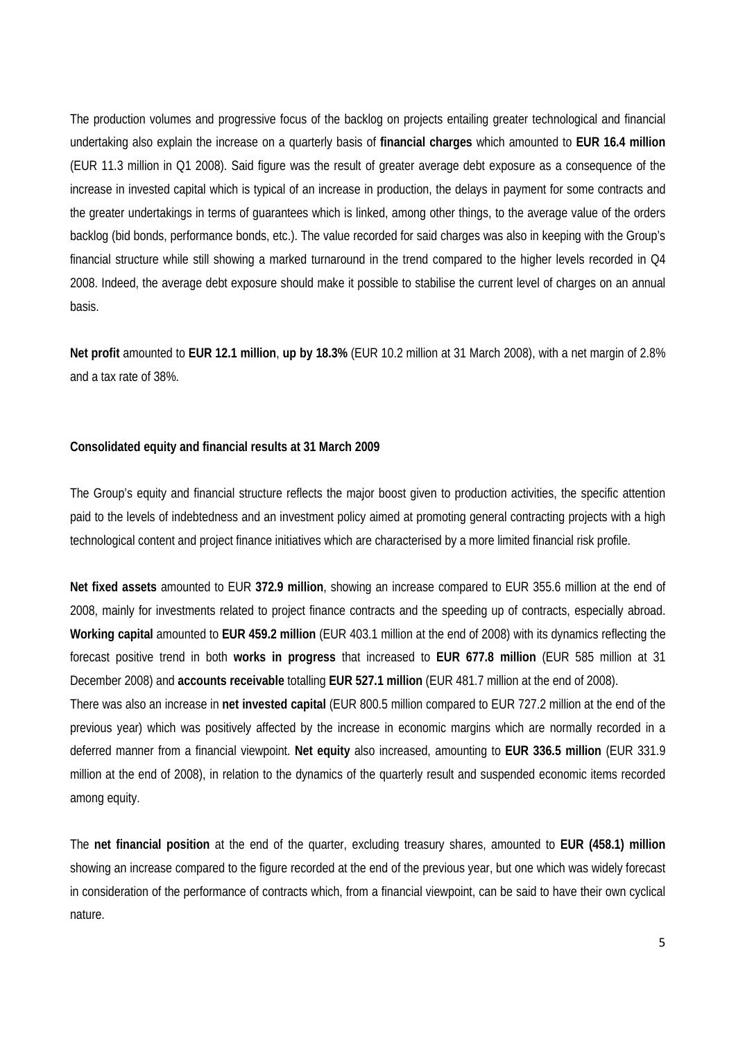The production volumes and progressive focus of the backlog on projects entailing greater technological and financial undertaking also explain the increase on a quarterly basis of **financial charges** which amounted to **EUR 16.4 million** (EUR 11.3 million in Q1 2008). Said figure was the result of greater average debt exposure as a consequence of the increase in invested capital which is typical of an increase in production, the delays in payment for some contracts and the greater undertakings in terms of guarantees which is linked, among other things, to the average value of the orders backlog (bid bonds, performance bonds, etc.). The value recorded for said charges was also in keeping with the Group's financial structure while still showing a marked turnaround in the trend compared to the higher levels recorded in Q4 2008. Indeed, the average debt exposure should make it possible to stabilise the current level of charges on an annual basis.

**Net profit** amounted to **EUR 12.1 million**, **up by 18.3%** (EUR 10.2 million at 31 March 2008), with a net margin of 2.8% and a tax rate of 38%.

**Consolidated equity and financial results at 31 March 2009**

The Group's equity and financial structure reflects the major boost given to production activities, the specific attention paid to the levels of indebtedness and an investment policy aimed at promoting general contracting projects with a high technological content and project finance initiatives which are characterised by a more limited financial risk profile.

**Net fixed assets** amounted to EUR **372.9 million**, showing an increase compared to EUR 355.6 million at the end of 2008, mainly for investments related to project finance contracts and the speeding up of contracts, especially abroad. **Working capital** amounted to **EUR 459.2 million** (EUR 403.1 million at the end of 2008) with its dynamics reflecting the forecast positive trend in both **works in progress** that increased to **EUR 677.8 million** (EUR 585 million at 31 December 2008) and **accounts receivable** totalling **EUR 527.1 million** (EUR 481.7 million at the end of 2008).

There was also an increase in **net invested capital** (EUR 800.5 million compared to EUR 727.2 million at the end of the previous year) which was positively affected by the increase in economic margins which are normally recorded in a deferred manner from a financial viewpoint. **Net equity** also increased, amounting to **EUR 336.5 million** (EUR 331.9 million at the end of 2008), in relation to the dynamics of the quarterly result and suspended economic items recorded among equity.

The **net financial position** at the end of the quarter, excluding treasury shares, amounted to **EUR (458.1) million** showing an increase compared to the figure recorded at the end of the previous year, but one which was widely forecast in consideration of the performance of contracts which, from a financial viewpoint, can be said to have their own cyclical nature.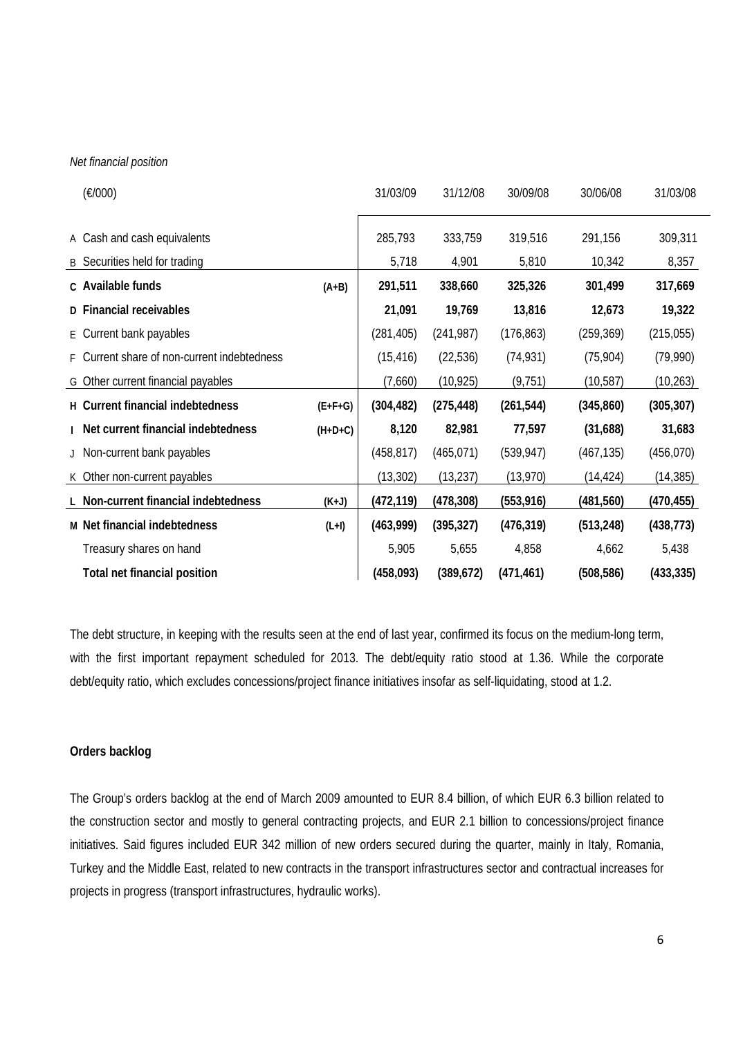*Net financial position*

| | (€/000) | | 31/03/09 | 31/12/08 | 30/09/08 | 30/06/08 | 31/03/08 |
|---|---|---|---|---|---|---|---|
| A | Cash and cash equivalents | | 285,793 | 333,759 | 319,516 | 291,156 | 309,311 |
| B | Securities held for trading | | 5,718 | 4,901 | 5,810 | 10,342 | 8,357 |
| **C** | **Available funds** | **(A+B)** | **291,511** | **338,660** | **325,326** | **301,499** | **317,669** |
| **D** | **Financial receivables** | | **21,091** | **19,769** | **13,816** | **12,673** | **19,322** |
| E | Current bank payables | | (281,405) | (241,987) | (176,863) | (259,369) | (215,055) |
| F | Current share of non-current indebtedness | | (15,416) | (22,536) | (74,931) | (75,904) | (79,990) |
| G | Other current financial payables | | (7,660) | (10,925) | (9,751) | (10,587) | (10,263) |
| **H** | **Current financial indebtedness** | **(E+F+G)** | **(304,482)** | **(275,448)** | **(261,544)** | **(345,860)** | **(305,307)** |
| **I** | **Net current financial indebtedness** | **(H+D+C)** | **8,120** | **82,981** | **77,597** | **(31,688)** | **31,683** |
| J | Non-current bank payables | | (458,817) | (465,071) | (539,947) | (467,135) | (456,070) |
| K | Other non-current payables | | (13,302) | (13,237) | (13,970) | (14,424) | (14,385) |
| **L** | **Non-current financial indebtedness** | **(K+J)** | **(472,119)** | **(478,308)** | **(553,916)** | **(481,560)** | **(470,455)** |
| **M** | **Net financial indebtedness** | **(L+I)** | **(463,999)** | **(395,327)** | **(476,319)** | **(513,248)** | **(438,773)** |
| | Treasury shares on hand | | 5,905 | 5,655 | 4,858 | 4,662 | 5,438 |
| | **Total net financial position** | | **(458,093)** | **(389,672)** | **(471,461)** | **(508,586)** | **(433,335)** |

The debt structure, in keeping with the results seen at the end of last year, confirmed its focus on the medium-long term, with the first important repayment scheduled for 2013. The debt/equity ratio stood at 1.36. While the corporate debt/equity ratio, which excludes concessions/project finance initiatives insofar as self-liquidating, stood at 1.2.

**Orders backlog**

The Group's orders backlog at the end of March 2009 amounted to EUR 8.4 billion, of which EUR 6.3 billion related to the construction sector and mostly to general contracting projects, and EUR 2.1 billion to concessions/project finance initiatives. Said figures included EUR 342 million of new orders secured during the quarter, mainly in Italy, Romania, Turkey and the Middle East, related to new contracts in the transport infrastructures sector and contractual increases for projects in progress (transport infrastructures, hydraulic works).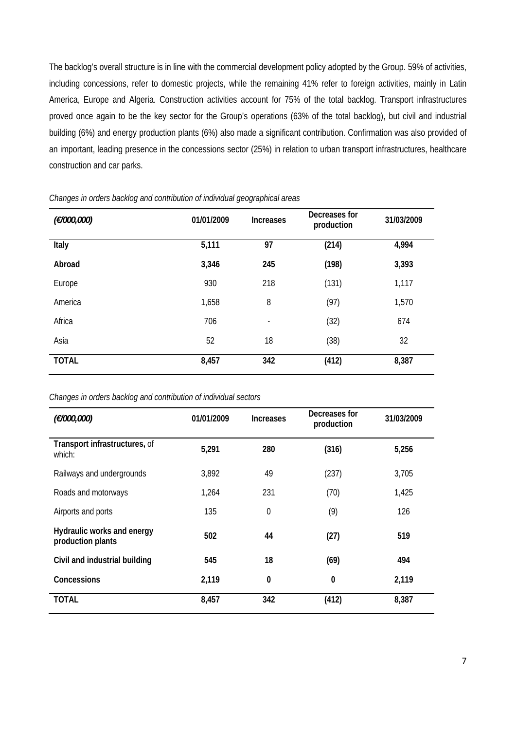The backlog's overall structure is in line with the commercial development policy adopted by the Group. 59% of activities, including concessions, refer to domestic projects, while the remaining 41% refer to foreign activities, mainly in Latin America, Europe and Algeria. Construction activities account for 75% of the total backlog. Transport infrastructures proved once again to be the key sector for the Group's operations (63% of the total backlog), but civil and industrial building (6%) and energy production plants (6%) also made a significant contribution. Confirmation was also provided of an important, leading presence in the concessions sector (25%) in relation to urban transport infrastructures, healthcare construction and car parks.

*Changes in orders backlog and contribution of individual geographical areas*

| *(€/000,000)* | 01/01/2009 | Increases | Decreases for production | 31/03/2009 |
|---|---|---|---|---|
| **Italy** | **5,111** | **97** | **(214)** | **4,994** |
| **Abroad** | **3,346** | **245** | **(198)** | **3,393** |
| Europe | 930 | 218 | (131) | 1,117 |
| America | 1,658 | 8 | (97) | 1,570 |
| Africa | 706 | - | (32) | 674 |
| Asia | 52 | 18 | (38) | 32 |
| **TOTAL** | **8,457** | **342** | **(412)** | **8,387** |

*Changes in orders backlog and contribution of individual sectors*

| *(€/000,000)* | 01/01/2009 | Increases | Decreases for production | 31/03/2009 |
|---|---|---|---|---|
| **Transport infrastructures,** of which: | **5,291** | **280** | **(316)** | **5,256** |
| Railways and undergrounds | 3,892 | 49 | (237) | 3,705 |
| Roads and motorways | 1,264 | 231 | (70) | 1,425 |
| Airports and ports | 135 | 0 | (9) | 126 |
| **Hydraulic works and energy production plants** | **502** | **44** | **(27)** | **519** |
| **Civil and industrial building** | **545** | **18** | **(69)** | **494** |
| **Concessions** | **2,119** | **0** | **0** | **2,119** |
| **TOTAL** | **8,457** | **342** | **(412)** | **8,387** |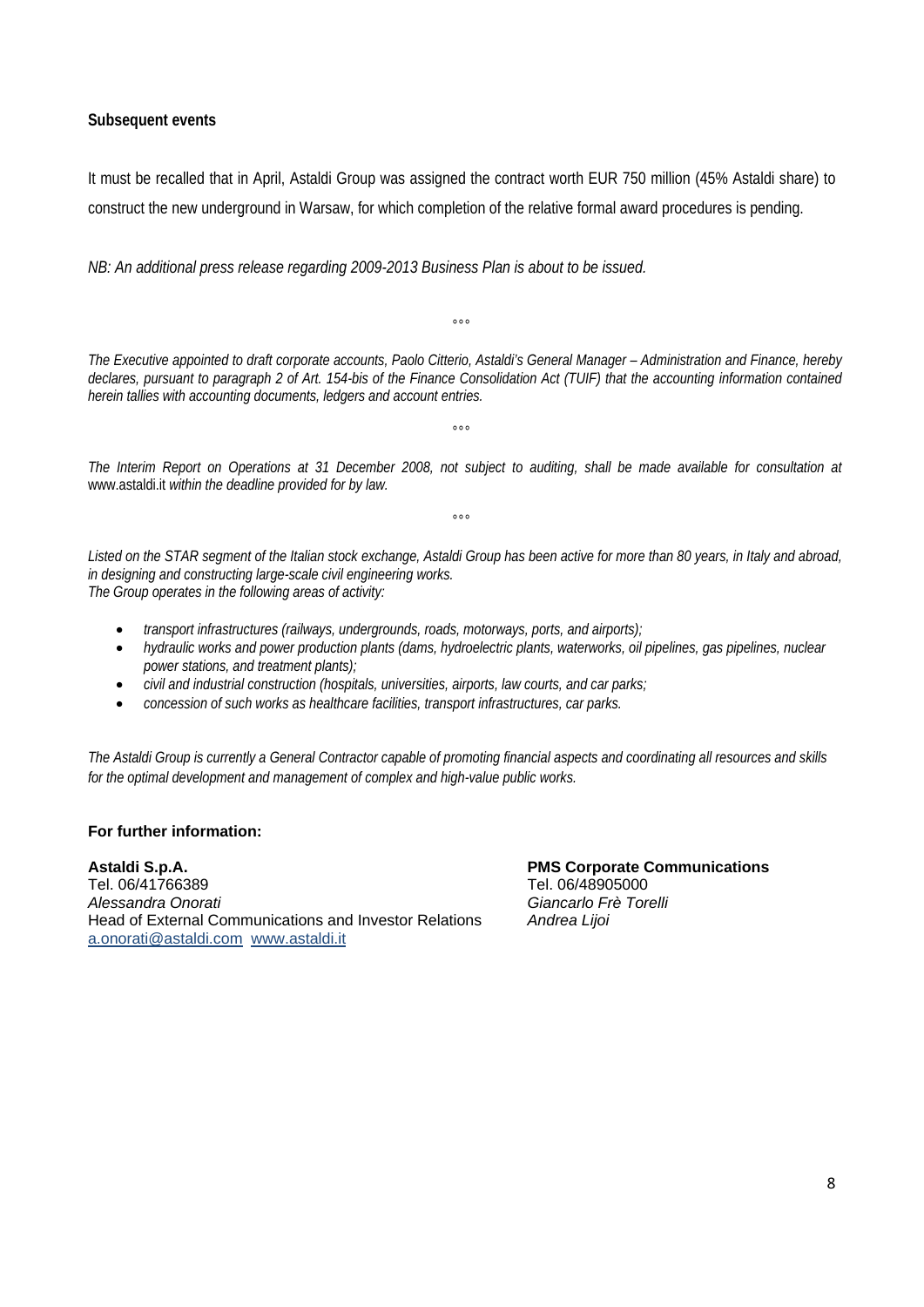**Subsequent events**

It must be recalled that in April, Astaldi Group was assigned the contract worth EUR 750 million (45% Astaldi share) to construct the new underground in Warsaw, for which completion of the relative formal award procedures is pending.

*NB: An additional press release regarding 2009-2013 Business Plan is about to be issued.*

°°°

*The Executive appointed to draft corporate accounts, Paolo Citterio, Astaldi's General Manager – Administration and Finance, hereby declares, pursuant to paragraph 2 of Art. 154-bis of the Finance Consolidation Act (TUIF) that the accounting information contained herein tallies with accounting documents, ledgers and account entries.*

°°°

*The Interim Report on Operations at 31 December 2008, not subject to auditing, shall be made available for consultation at* www.astaldi.it *within the deadline provided for by law.*

°°°

*Listed on the STAR segment of the Italian stock exchange, Astaldi Group has been active for more than 80 years, in Italy and abroad, in designing and constructing large-scale civil engineering works.*
*The Group operates in the following areas of activity:*

- *transport infrastructures (railways, undergrounds, roads, motorways, ports, and airports);*
- *hydraulic works and power production plants (dams, hydroelectric plants, waterworks, oil pipelines, gas pipelines, nuclear power stations, and treatment plants);*
- *civil and industrial construction (hospitals, universities, airports, law courts, and car parks;*
- *concession of such works as healthcare facilities, transport infrastructures, car parks.*

*The Astaldi Group is currently a General Contractor capable of promoting financial aspects and coordinating all resources and skills for the optimal development and management of complex and high-value public works.*

**For further information:**

**Astaldi S.p.A.**
Tel. 06/41766389
*Alessandra Onorati*
Head of External Communications and Investor Relations
a.onorati@astaldi.com www.astaldi.it

**PMS Corporate Communications**
Tel. 06/48905000
*Giancarlo Frè Torelli*
*Andrea Lijoi*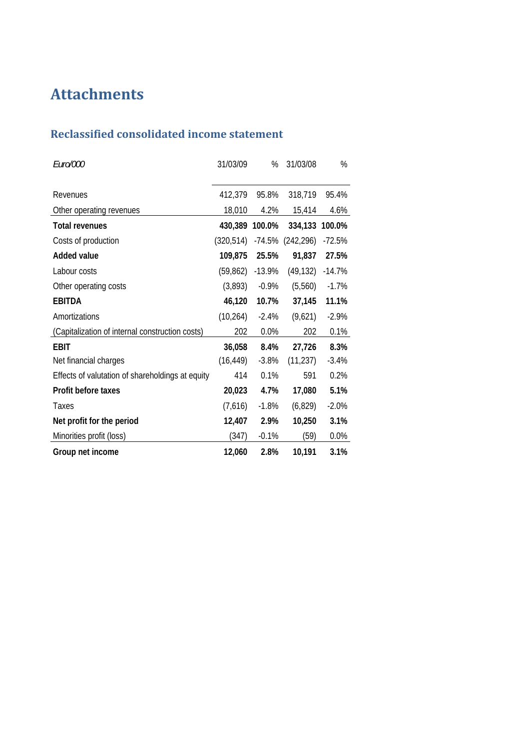# Attachments

## Reclassified consolidated income statement

| *Euro/000* | 31/03/09 | % | 31/03/08 | % |
|---|---|---|---|---|
| Revenues | 412,379 | 95.8% | 318,719 | 95.4% |
| Other operating revenues | 18,010 | 4.2% | 15,414 | 4.6% |
| **Total revenues** | **430,389** | **100.0%** | **334,133** | **100.0%** |
| Costs of production | (320,514) | -74.5% | (242,296) | -72.5% |
| **Added value** | **109,875** | **25.5%** | **91,837** | **27.5%** |
| Labour costs | (59,862) | -13.9% | (49,132) | -14.7% |
| Other operating costs | (3,893) | -0.9% | (5,560) | -1.7% |
| **EBITDA** | **46,120** | **10.7%** | **37,145** | **11.1%** |
| Amortizations | (10,264) | -2.4% | (9,621) | -2.9% |
| (Capitalization of internal construction costs) | 202 | 0.0% | 202 | 0.1% |
| **EBIT** | **36,058** | **8.4%** | **27,726** | **8.3%** |
| Net financial charges | (16,449) | -3.8% | (11,237) | -3.4% |
| Effects of valutation of shareholdings at equity | 414 | 0.1% | 591 | 0.2% |
| **Profit before taxes** | **20,023** | **4.7%** | **17,080** | **5.1%** |
| Taxes | (7,616) | -1.8% | (6,829) | -2.0% |
| **Net profit for the period** | **12,407** | **2.9%** | **10,250** | **3.1%** |
| Minorities profit (loss) | (347) | -0.1% | (59) | 0.0% |
| **Group net income** | **12,060** | **2.8%** | **10,191** | **3.1%** |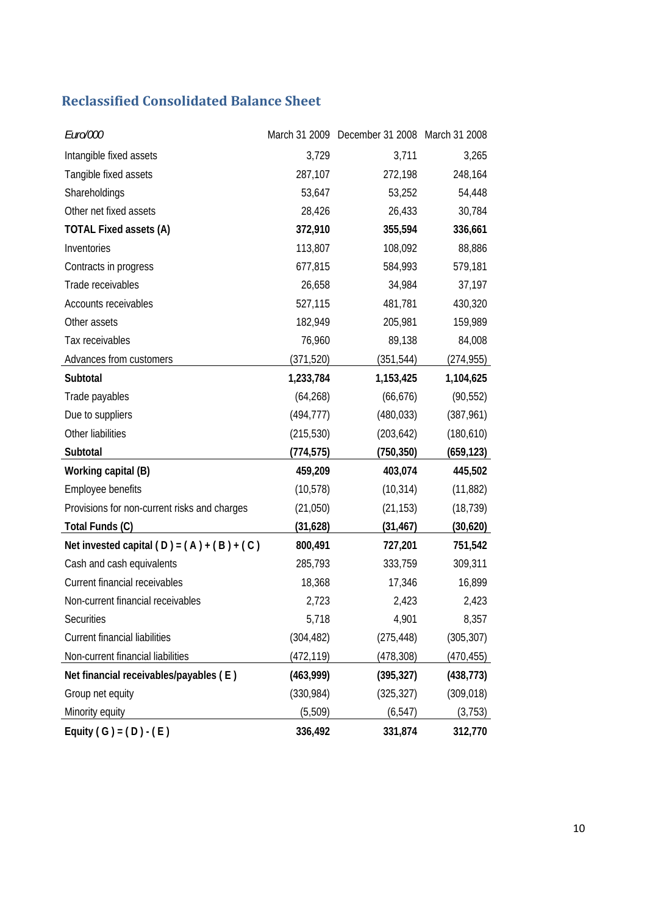## Reclassified Consolidated Balance Sheet

| *Euro/000* | March 31 2009 | December 31 2008 | March 31 2008 |
|---|---|---|---|
| Intangible fixed assets | 3,729 | 3,711 | 3,265 |
| Tangible fixed assets | 287,107 | 272,198 | 248,164 |
| Shareholdings | 53,647 | 53,252 | 54,448 |
| Other net fixed assets | 28,426 | 26,433 | 30,784 |
| **TOTAL Fixed assets (A)** | **372,910** | **355,594** | **336,661** |
| Inventories | 113,807 | 108,092 | 88,886 |
| Contracts in progress | 677,815 | 584,993 | 579,181 |
| Trade receivables | 26,658 | 34,984 | 37,197 |
| Accounts receivables | 527,115 | 481,781 | 430,320 |
| Other assets | 182,949 | 205,981 | 159,989 |
| Tax receivables | 76,960 | 89,138 | 84,008 |
| Advances from customers | (371,520) | (351,544) | (274,955) |
| **Subtotal** | **1,233,784** | **1,153,425** | **1,104,625** |
| Trade payables | (64,268) | (66,676) | (90,552) |
| Due to suppliers | (494,777) | (480,033) | (387,961) |
| Other liabilities | (215,530) | (203,642) | (180,610) |
| **Subtotal** | **(774,575)** | **(750,350)** | **(659,123)** |
| **Working capital (B)** | **459,209** | **403,074** | **445,502** |
| Employee benefits | (10,578) | (10,314) | (11,882) |
| Provisions for non-current risks and charges | (21,050) | (21,153) | (18,739) |
| **Total Funds (C)** | **(31,628)** | **(31,467)** | **(30,620)** |
| **Net invested capital ( D ) = ( A ) + ( B ) + ( C )** | **800,491** | **727,201** | **751,542** |
| Cash and cash equivalents | 285,793 | 333,759 | 309,311 |
| Current financial receivables | 18,368 | 17,346 | 16,899 |
| Non-current financial receivables | 2,723 | 2,423 | 2,423 |
| Securities | 5,718 | 4,901 | 8,357 |
| Current financial liabilities | (304,482) | (275,448) | (305,307) |
| Non-current financial liabilities | (472,119) | (478,308) | (470,455) |
| **Net financial receivables/payables ( E )** | **(463,999)** | **(395,327)** | **(438,773)** |
| Group net equity | (330,984) | (325,327) | (309,018) |
| Minority equity | (5,509) | (6,547) | (3,753) |
| **Equity ( G ) = ( D ) - ( E )** | **336,492** | **331,874** | **312,770** |